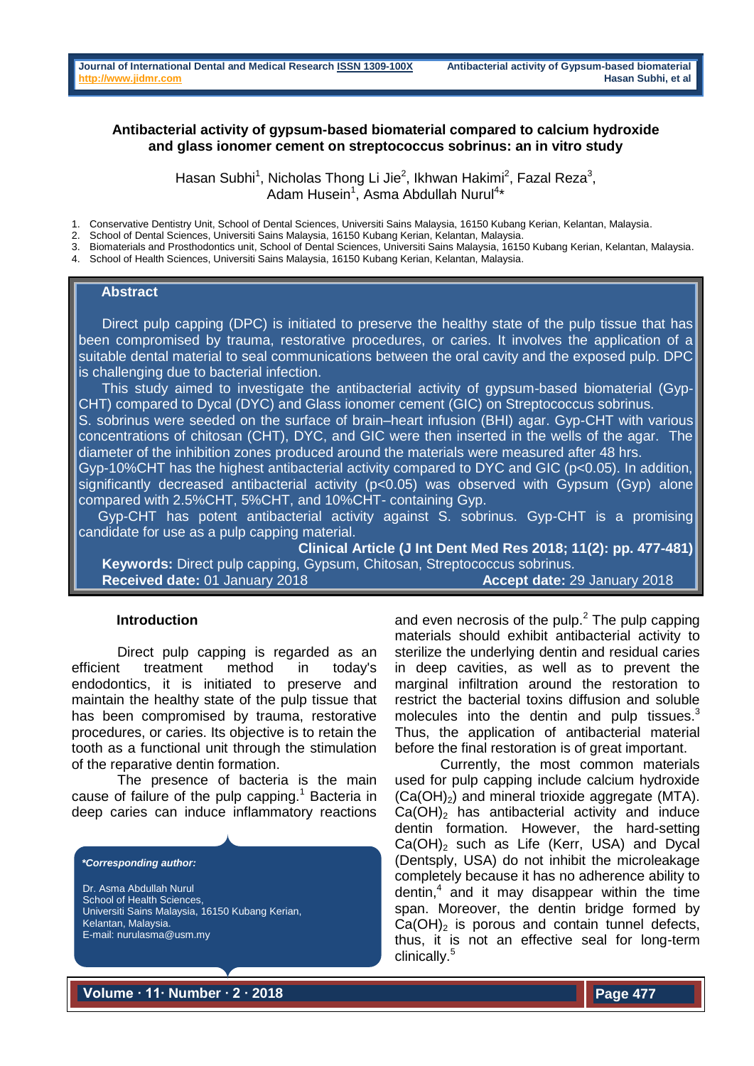# Antibacterial activity of gypsum-based biomaterial compared to calcium hydroxide and glass ionomer cement on streptococcus sobrinus: an in vitro study

Hasan Subhi[1], Nicholas Thong Li Jie[2], Ikhwan Hakimi[2], Fazal Reza[3], Adam Husein[1], Asma Abdullah Nurul[4]*

1. Conservative Dentistry Unit, School of Dental Sciences, Universiti Sains Malaysia, 16150 Kubang Kerian, Kelantan, Malaysia.
2. School of Dental Sciences, Universiti Sains Malaysia, 16150 Kubang Kerian, Kelantan, Malaysia.
3. Biomaterials and Prosthodontics unit, School of Dental Sciences, Universiti Sains Malaysia, 16150 Kubang Kerian, Kelantan, Malaysia.
4. School of Health Sciences, Universiti Sains Malaysia, 16150 Kubang Kerian, Kelantan, Malaysia.

## Abstract

Direct pulp capping (DPC) is initiated to preserve the healthy state of the pulp tissue that has been compromised by trauma, restorative procedures, or caries. It involves the application of a suitable dental material to seal communications between the oral cavity and the exposed pulp. DPC is challenging due to bacterial infection.

This study aimed to investigate the antibacterial activity of gypsum-based biomaterial (Gyp-CHT) compared to Dycal (DYC) and Glass ionomer cement (GIC) on Streptococcus sobrinus.

S. sobrinus were seeded on the surface of brain–heart infusion (BHI) agar. Gyp-CHT with various concentrations of chitosan (CHT), DYC, and GIC were then inserted in the wells of the agar. The diameter of the inhibition zones produced around the materials were measured after 48 hrs.

Gyp-10%CHT has the highest antibacterial activity compared to DYC and GIC ($p<0.05$). In addition, significantly decreased antibacterial activity ($p<0.05$) was observed with Gypsum (Gyp) alone compared with 2.5%CHT, 5%CHT, and 10%CHT- containing Gyp.

Gyp-CHT has potent antibacterial activity against S. sobrinus. Gyp-CHT is a promising candidate for use as a pulp capping material.

**Clinical Article (J Int Dent Med Res 2018; 11(2): pp. 477-481)**

**Keywords:** Direct pulp capping, Gypsum, Chitosan, Streptococcus sobrinus.

**Received date:** 01 January 2018 **Accept date:** 29 January 2018

## Introduction

Direct pulp capping is regarded as an efficient treatment method in today's endodontics, it is initiated to preserve and maintain the healthy state of the pulp tissue that has been compromised by trauma, restorative procedures, or caries. Its objective is to retain the tooth as a functional unit through the stimulation of the reparative dentin formation.

The presence of bacteria is the main cause of failure of the pulp capping.[1] Bacteria in deep caries can induce inflammatory reactions and even necrosis of the pulp.[2] The pulp capping materials should exhibit antibacterial activity to sterilize the underlying dentin and residual caries in deep cavities, as well as to prevent the marginal infiltration around the restoration to restrict the bacterial toxins diffusion and soluble molecules into the dentin and pulp tissues.[3] Thus, the application of antibacterial material before the final restoration is of great important.

Currently, the most common materials used for pulp capping include calcium hydroxide ($Ca(OH)_2$) and mineral trioxide aggregate (MTA). $Ca(OH)_2$ has antibacterial activity and induce dentin formation. However, the hard-setting $Ca(OH)_2$ such as Life (Kerr, USA) and Dycal (Dentsply, USA) do not inhibit the microleakage completely because it has no adherence ability to dentin,[4] and it may disappear within the time span. Moreover, the dentin bridge formed by $Ca(OH)_2$ is porous and contain tunnel defects, thus, it is not an effective seal for long-term clinically.[5]

***Corresponding author:***

Dr. Asma Abdullah Nurul
School of Health Sciences,
Universiti Sains Malaysia, 16150 Kubang Kerian,
Kelantan, Malaysia.
E-mail: nurulasma@usm.my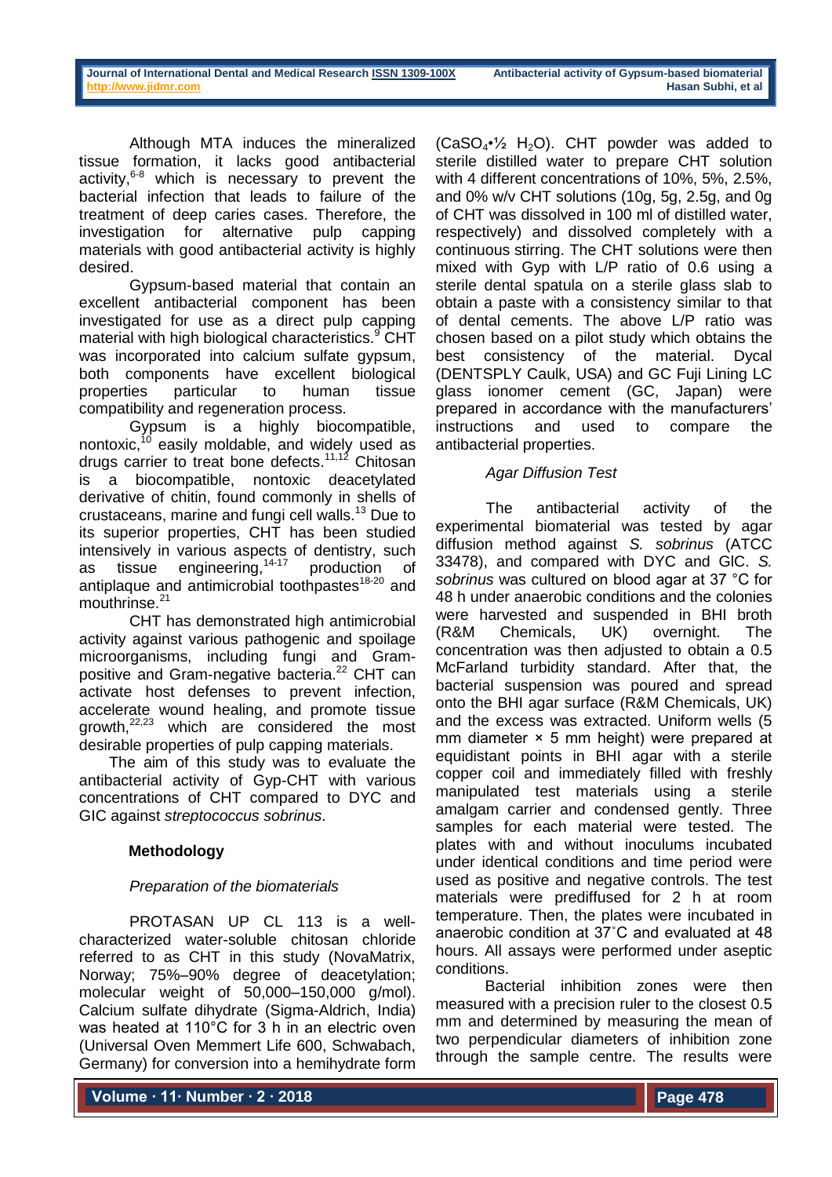Although MTA induces the mineralized tissue formation, it lacks good antibacterial activity,[6-8] which is necessary to prevent the bacterial infection that leads to failure of the treatment of deep caries cases. Therefore, the investigation for alternative pulp capping materials with good antibacterial activity is highly desired.

Gypsum-based material that contain an excellent antibacterial component has been investigated for use as a direct pulp capping material with high biological characteristics.[9] CHT was incorporated into calcium sulfate gypsum, both components have excellent biological properties particular to human tissue compatibility and regeneration process.

Gypsum is a highly biocompatible, nontoxic,[10] easily moldable, and widely used as drugs carrier to treat bone defects.[11,12] Chitosan is a biocompatible, nontoxic deacetylated derivative of chitin, found commonly in shells of crustaceans, marine and fungi cell walls.[13] Due to its superior properties, CHT has been studied intensively in various aspects of dentistry, such as tissue engineering,[14-17] production of antiplaque and antimicrobial toothpastes[18-20] and mouthrinse.[21]

CHT has demonstrated high antimicrobial activity against various pathogenic and spoilage microorganisms, including fungi and Gram-positive and Gram-negative bacteria.[22] CHT can activate host defenses to prevent infection, accelerate wound healing, and promote tissue growth,[22,23] which are considered the most desirable properties of pulp capping materials.

The aim of this study was to evaluate the antibacterial activity of Gyp-CHT with various concentrations of CHT compared to DYC and GIC against *streptococcus sobrinus*.

## Methodology

### *Preparation of the biomaterials*

PROTASAN UP CL 113 is a well-characterized water-soluble chitosan chloride referred to as CHT in this study (NovaMatrix, Norway; 75%–90% degree of deacetylation; molecular weight of 50,000–150,000 g/mol). Calcium sulfate dihydrate (Sigma-Aldrich, India) was heated at 110°C for 3 h in an electric oven (Universal Oven Memmert Life 600, Schwabach, Germany) for conversion into a hemihydrate form ($CaSO_4 \cdot ½ H_2O$). CHT powder was added to sterile distilled water to prepare CHT solution with 4 different concentrations of 10%, 5%, 2.5%, and 0% w/v CHT solutions (10g, 5g, 2.5g, and 0g of CHT was dissolved in 100 ml of distilled water, respectively) and dissolved completely with a continuous stirring. The CHT solutions were then mixed with Gyp with L/P ratio of 0.6 using a sterile dental spatula on a sterile glass slab to obtain a paste with a consistency similar to that of dental cements. The above L/P ratio was chosen based on a pilot study which obtains the best consistency of the material. Dycal (DENTSPLY Caulk, USA) and GC Fuji Lining LC glass ionomer cement (GC, Japan) were prepared in accordance with the manufacturers' instructions and used to compare the antibacterial properties.

### *Agar Diffusion Test*

The antibacterial activity of the experimental biomaterial was tested by agar diffusion method against *S. sobrinus* (ATCC 33478), and compared with DYC and GIC. *S. sobrinus* was cultured on blood agar at 37 °C for 48 h under anaerobic conditions and the colonies were harvested and suspended in BHI broth (R&M Chemicals, UK) overnight. The concentration was then adjusted to obtain a 0.5 McFarland turbidity standard. After that, the bacterial suspension was poured and spread onto the BHI agar surface (R&M Chemicals, UK) and the excess was extracted. Uniform wells (5 mm diameter × 5 mm height) were prepared at equidistant points in BHI agar with a sterile copper coil and immediately filled with freshly manipulated test materials using a sterile amalgam carrier and condensed gently. Three samples for each material were tested. The plates with and without inoculums incubated under identical conditions and time period were used as positive and negative controls. The test materials were prediffused for 2 h at room temperature. Then, the plates were incubated in anaerobic condition at 37˚C and evaluated at 48 hours. All assays were performed under aseptic conditions.

Bacterial inhibition zones were then measured with a precision ruler to the closest 0.5 mm and determined by measuring the mean of two perpendicular diameters of inhibition zone through the sample centre. The results were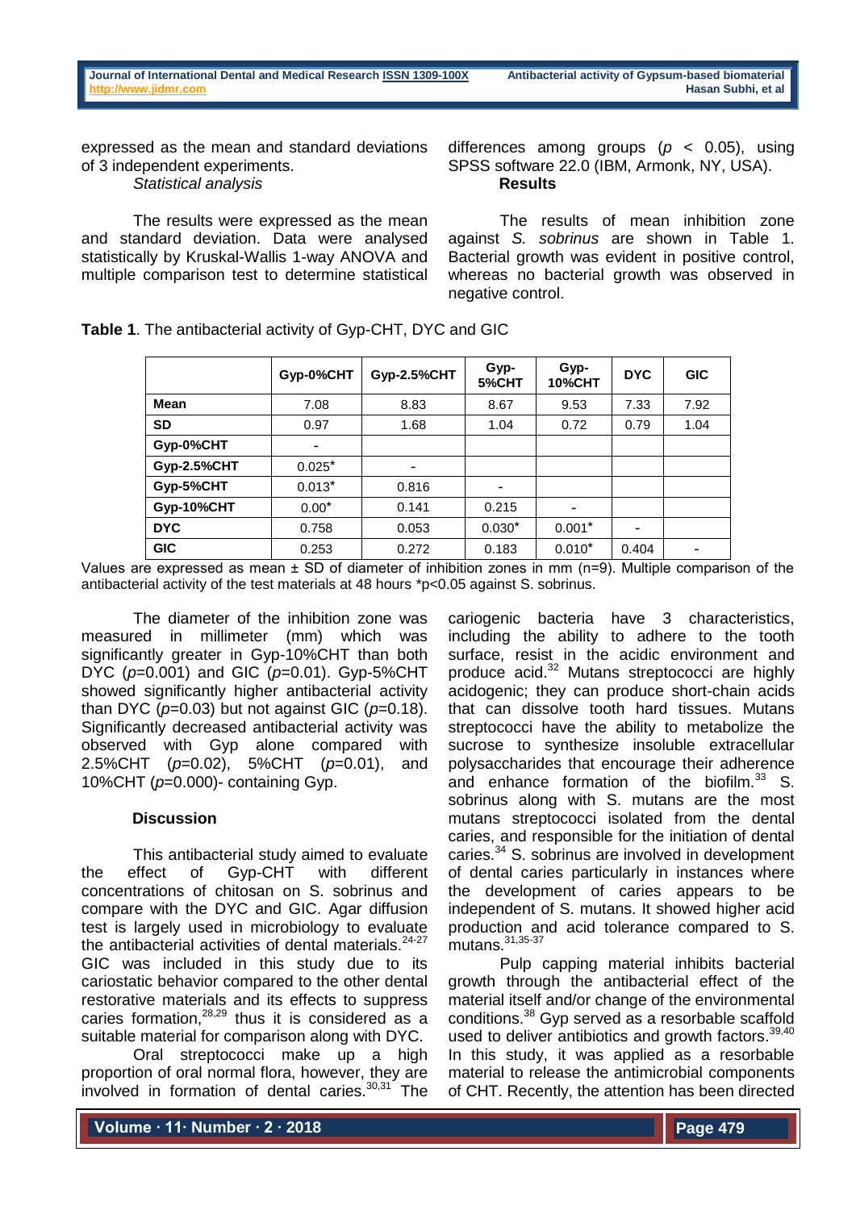expressed as the mean and standard deviations of 3 independent experiments.

*Statistical analysis*

The results were expressed as the mean and standard deviation. Data were analysed statistically by Kruskal-Wallis 1-way ANOVA and multiple comparison test to determine statistical differences among groups ($p < 0.05$), using SPSS software 22.0 (IBM, Armonk, NY, USA).

## Results

The results of mean inhibition zone against *S. sobrinus* are shown in Table 1. Bacterial growth was evident in positive control, whereas no bacterial growth was observed in negative control.

**Table 1**. The antibacterial activity of Gyp-CHT, DYC and GIC

| | Gyp-0%CHT | Gyp-2.5%CHT | Gyp-5%CHT | Gyp-10%CHT | DYC | GIC |
|---|---|---|---|---|---|---|
| **Mean** | 7.08 | 8.83 | 8.67 | 9.53 | 7.33 | 7.92 |
| **SD** | 0.97 | 1.68 | 1.04 | 0.72 | 0.79 | 1.04 |
| **Gyp-0%CHT** | - | | | | | |
| **Gyp-2.5%CHT** | 0.025* | - | | | | |
| **Gyp-5%CHT** | 0.013* | 0.816 | - | | | |
| **Gyp-10%CHT** | 0.00* | 0.141 | 0.215 | - | | |
| **DYC** | 0.758 | 0.053 | 0.030* | 0.001* | - | |
| **GIC** | 0.253 | 0.272 | 0.183 | 0.010* | 0.404 | - |

Values are expressed as mean ± SD of diameter of inhibition zones in mm (n=9). Multiple comparison of the antibacterial activity of the test materials at 48 hours *p<0.05 against S. sobrinus.

The diameter of the inhibition zone was measured in millimeter (mm) which was significantly greater in Gyp-10%CHT than both DYC ($p$=0.001) and GIC ($p$=0.01). Gyp-5%CHT showed significantly higher antibacterial activity than DYC ($p$=0.03) but not against GIC ($p$=0.18). Significantly decreased antibacterial activity was observed with Gyp alone compared with 2.5%CHT ($p$=0.02), 5%CHT ($p$=0.01), and 10%CHT ($p$=0.000)- containing Gyp.

## Discussion

This antibacterial study aimed to evaluate the effect of Gyp-CHT with different concentrations of chitosan on S. sobrinus and compare with the DYC and GIC. Agar diffusion test is largely used in microbiology to evaluate the antibacterial activities of dental materials.[24-27] GIC was included in this study due to its cariostatic behavior compared to the other dental restorative materials and its effects to suppress caries formation,[28,29] thus it is considered as a suitable material for comparison along with DYC.

Oral streptococci make up a high proportion of oral normal flora, however, they are involved in formation of dental caries.[30,31] The cariogenic bacteria have 3 characteristics, including the ability to adhere to the tooth surface, resist in the acidic environment and produce acid.[32] Mutans streptococci are highly acidogenic; they can produce short-chain acids that can dissolve tooth hard tissues. Mutans streptococci have the ability to metabolize the sucrose to synthesize insoluble extracellular polysaccharides that encourage their adherence and enhance formation of the biofilm.[33] S. sobrinus along with S. mutans are the most mutans streptococci isolated from the dental caries, and responsible for the initiation of dental caries.[34] S. sobrinus are involved in development of dental caries particularly in instances where the development of caries appears to be independent of S. mutans. It showed higher acid production and acid tolerance compared to S. mutans.[31,35-37]

Pulp capping material inhibits bacterial growth through the antibacterial effect of the material itself and/or change of the environmental conditions.[38] Gyp served as a resorbable scaffold used to deliver antibiotics and growth factors.[39,40] In this study, it was applied as a resorbable material to release the antimicrobial components of CHT. Recently, the attention has been directed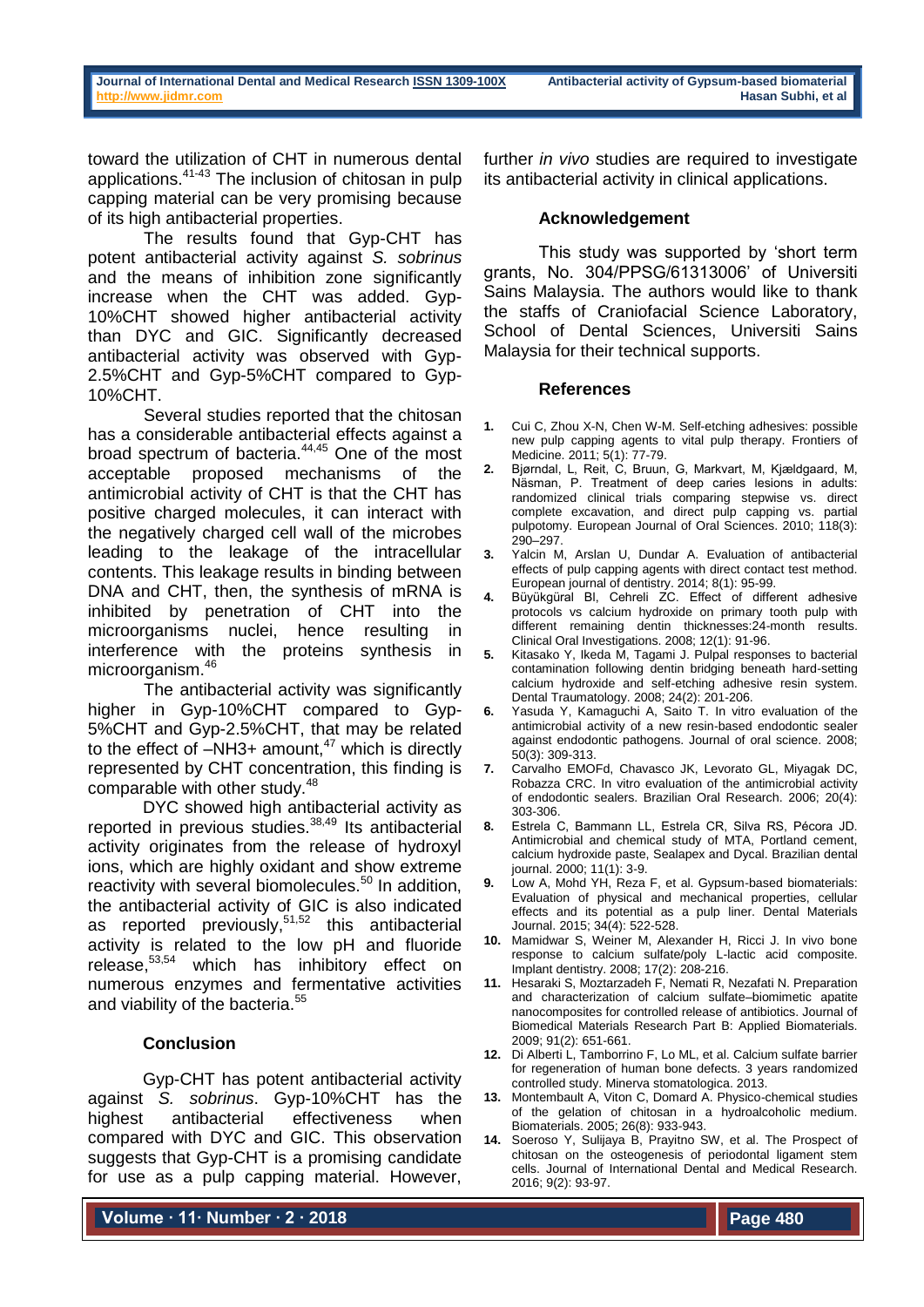toward the utilization of CHT in numerous dental applications.[41-43] The inclusion of chitosan in pulp capping material can be very promising because of its high antibacterial properties.

The results found that Gyp-CHT has potent antibacterial activity against *S. sobrinus* and the means of inhibition zone significantly increase when the CHT was added. Gyp-10%CHT showed higher antibacterial activity than DYC and GIC. Significantly decreased antibacterial activity was observed with Gyp-2.5%CHT and Gyp-5%CHT compared to Gyp-10%CHT.

Several studies reported that the chitosan has a considerable antibacterial effects against a broad spectrum of bacteria.[44,45] One of the most acceptable proposed mechanisms of the antimicrobial activity of CHT is that the CHT has positive charged molecules, it can interact with the negatively charged cell wall of the microbes leading to the leakage of the intracellular contents. This leakage results in binding between DNA and CHT, then, the synthesis of mRNA is inhibited by penetration of CHT into the microorganisms nuclei, hence resulting in interference with the proteins synthesis in microorganism.[46]

The antibacterial activity was significantly higher in Gyp-10%CHT compared to Gyp-5%CHT and Gyp-2.5%CHT, that may be related to the effect of $-NH_3^+$ amount,[47] which is directly represented by CHT concentration, this finding is comparable with other study.[48]

DYC showed high antibacterial activity as reported in previous studies.[38,49] Its antibacterial activity originates from the release of hydroxyl ions, which are highly oxidant and show extreme reactivity with several biomolecules.[50] In addition, the antibacterial activity of GIC is also indicated as reported previously,[51,52] this antibacterial activity is related to the low pH and fluoride release,[53,54] which has inhibitory effect on numerous enzymes and fermentative activities and viability of the bacteria.[55]

## Conclusion

Gyp-CHT has potent antibacterial activity against *S. sobrinus*. Gyp-10%CHT has the highest antibacterial effectiveness when compared with DYC and GIC. This observation suggests that Gyp-CHT is a promising candidate for use as a pulp capping material. However, further *in vivo* studies are required to investigate its antibacterial activity in clinical applications.

## Acknowledgement

This study was supported by 'short term grants, No. 304/PPSG/61313006' of Universiti Sains Malaysia. The authors would like to thank the staffs of Craniofacial Science Laboratory, School of Dental Sciences, Universiti Sains Malaysia for their technical supports.

## References

1. Cui C, Zhou X-N, Chen W-M. Self-etching adhesives: possible new pulp capping agents to vital pulp therapy. Frontiers of Medicine. 2011; 5(1): 77-79.
2. Bjørndal, L, Reit, C, Bruun, G, Markvart, M, Kjældgaard, M, Näsman, P. Treatment of deep caries lesions in adults: randomized clinical trials comparing stepwise vs. direct complete excavation, and direct pulp capping vs. partial pulpotomy. European Journal of Oral Sciences. 2010; 118(3): 290–297.
3. Yalcin M, Arslan U, Dundar A. Evaluation of antibacterial effects of pulp capping agents with direct contact test method. European journal of dentistry. 2014; 8(1): 95-99.
4. Büyükgüral BI, Cehreli ZC. Effect of different adhesive protocols vs calcium hydroxide on primary tooth pulp with different remaining dentin thicknesses:24-month results. Clinical Oral Investigations. 2008; 12(1): 91-96.
5. Kitasako Y, Ikeda M, Tagami J. Pulpal responses to bacterial contamination following dentin bridging beneath hard-setting calcium hydroxide and self-etching adhesive resin system. Dental Traumatology. 2008; 24(2): 201-206.
6. Yasuda Y, Kamaguchi A, Saito T. In vitro evaluation of the antimicrobial activity of a new resin-based endodontic sealer against endodontic pathogens. Journal of oral science. 2008; 50(3): 309-313.
7. Carvalho EMOFd, Chavasco JK, Levorato GL, Miyagak DC, Robazza CRC. In vitro evaluation of the antimicrobial activity of endodontic sealers. Brazilian Oral Research. 2006; 20(4): 303-306.
8. Estrela C, Bammann LL, Estrela CR, Silva RS, Pécora JD. Antimicrobial and chemical study of MTA, Portland cement, calcium hydroxide paste, Sealapex and Dycal. Brazilian dental journal. 2000; 11(1): 3-9.
9. Low A, Mohd YH, Reza F, et al. Gypsum-based biomaterials: Evaluation of physical and mechanical properties, cellular effects and its potential as a pulp liner. Dental Materials Journal. 2015; 34(4): 522-528.
10. Mamidwar S, Weiner M, Alexander H, Ricci J. In vivo bone response to calcium sulfate/poly L-lactic acid composite. Implant dentistry. 2008; 17(2): 208-216.
11. Hesaraki S, Moztarzadeh F, Nemati R, Nezafati N. Preparation and characterization of calcium sulfate–biomimetic apatite nanocomposites for controlled release of antibiotics. Journal of Biomedical Materials Research Part B: Applied Biomaterials. 2009; 91(2): 651-661.
12. Di Alberti L, Tamborrino F, Lo ML, et al. Calcium sulfate barrier for regeneration of human bone defects. 3 years randomized controlled study. Minerva stomatologica. 2013.
13. Montembault A, Viton C, Domard A. Physico-chemical studies of the gelation of chitosan in a hydroalcoholic medium. Biomaterials. 2005; 26(8): 933-943.
14. Soeroso Y, Sulijaya B, Prayitno SW, et al. The Prospect of chitosan on the osteogenesis of periodontal ligament stem cells. Journal of International Dental and Medical Research. 2016; 9(2): 93-97.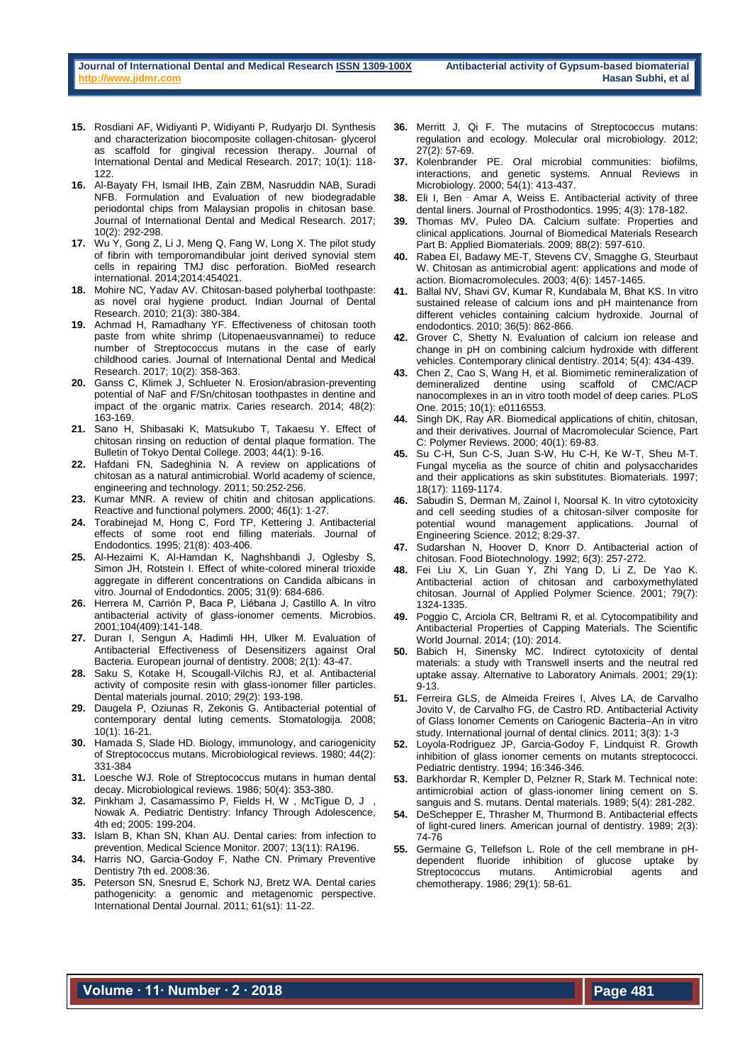15. Rosdiani AF, Widiyanti P, Widiyanti P, Rudyarjo DI. Synthesis and characterization biocomposite collagen-chitosan- glycerol as scaffold for gingival recession therapy. Journal of International Dental and Medical Research. 2017; 10(1): 118-122.
16. Al-Bayaty FH, Ismail IHB, Zain ZBM, Nasruddin NAB, Suradi NFB. Formulation and Evaluation of new biodegradable periodontal chips from Malaysian propolis in chitosan base. Journal of International Dental and Medical Research. 2017; 10(2): 292-298.
17. Wu Y, Gong Z, Li J, Meng Q, Fang W, Long X. The pilot study of fibrin with temporomandibular joint derived synovial stem cells in repairing TMJ disc perforation. BioMed research international. 2014;2014:454021.
18. Mohire NC, Yadav AV. Chitosan-based polyherbal toothpaste: as novel oral hygiene product. Indian Journal of Dental Research. 2010; 21(3): 380-384.
19. Achmad H, Ramadhany YF. Effectiveness of chitosan tooth paste from white shrimp (Litopenaeusvannamei) to reduce number of Streptococcus mutans in the case of early childhood caries. Journal of International Dental and Medical Research. 2017; 10(2): 358-363.
20. Ganss C, Klimek J, Schlueter N. Erosion/abrasion-preventing potential of NaF and F/Sn/chitosan toothpastes in dentine and impact of the organic matrix. Caries research. 2014; 48(2): 163-169.
21. Sano H, Shibasaki K, Matsukubo T, Takaesu Y. Effect of chitosan rinsing on reduction of dental plaque formation. The Bulletin of Tokyo Dental College. 2003; 44(1): 9-16.
22. Hafdani FN, Sadeghinia N. A review on applications of chitosan as a natural antimicrobial. World academy of science, engineering and technology. 2011; 50:252-256.
23. Kumar MNR. A review of chitin and chitosan applications. Reactive and functional polymers. 2000; 46(1): 1-27.
24. Torabinejad M, Hong C, Ford TP, Kettering J. Antibacterial effects of some root end filling materials. Journal of Endodontics. 1995; 21(8): 403-406.
25. Al-Hezaimi K, Al-Hamdan K, Naghshbandi J, Oglesby S, Simon JH, Rotstein I. Effect of white-colored mineral trioxide aggregate in different concentrations on Candida albicans in vitro. Journal of Endodontics. 2005; 31(9): 684-686.
26. Herrera M, Carrión P, Baca P, Liébana J, Castillo A. In vitro antibacterial activity of glass-ionomer cements. Microbios. 2001;104(409):141-148.
27. Duran I, Sengun A, Hadimli HH, Ulker M. Evaluation of Antibacterial Effectiveness of Desensitizers against Oral Bacteria. European journal of dentistry. 2008; 2(1): 43-47.
28. Saku S, Kotake H, Scougall-Vilchis RJ, et al. Antibacterial activity of composite resin with glass-ionomer filler particles. Dental materials journal. 2010; 29(2): 193-198.
29. Daugela P, Oziunas R, Zekonis G. Antibacterial potential of contemporary dental luting cements. Stomatologija. 2008; 10(1): 16-21.
30. Hamada S, Slade HD. Biology, immunology, and cariogenicity of Streptococcus mutans. Microbiological reviews. 1980; 44(2): 331-384
31. Loesche WJ. Role of Streptococcus mutans in human dental decay. Microbiological reviews. 1986; 50(4): 353-380.
32. Pinkham J, Casamassimo P, Fields H, W , McTigue D, J , Nowak A. Pediatric Dentistry: Infancy Through Adolescence, 4th ed; 2005: 199-204.
33. Islam B, Khan SN, Khan AU. Dental caries: from infection to prevention. Medical Science Monitor. 2007; 13(11): RA196.
34. Harris NO, Garcia-Godoy F, Nathe CN. Primary Preventive Dentistry 7th ed. 2008:36.
35. Peterson SN, Snesrud E, Schork NJ, Bretz WA. Dental caries pathogenicity: a genomic and metagenomic perspective. International Dental Journal. 2011; 61(s1): 11-22.
36. Merritt J, Qi F. The mutacins of Streptococcus mutans: regulation and ecology. Molecular oral microbiology. 2012; 27(2): 57-69.
37. Kolenbrander PE. Oral microbial communities: biofilms, interactions, and genetic systems. Annual Reviews in Microbiology. 2000; 54(1): 413-437.
38. Eli I, Ben‐Amar A, Weiss E. Antibacterial activity of three dental liners. Journal of Prosthodontics. 1995; 4(3): 178-182.
39. Thomas MV, Puleo DA. Calcium sulfate: Properties and clinical applications. Journal of Biomedical Materials Research Part B: Applied Biomaterials. 2009; 88(2): 597-610.
40. Rabea EI, Badawy ME-T, Stevens CV, Smagghe G, Steurbaut W. Chitosan as antimicrobial agent: applications and mode of action. Biomacromolecules. 2003; 4(6): 1457-1465.
41. Ballal NV, Shavi GV, Kumar R, Kundabala M, Bhat KS. In vitro sustained release of calcium ions and pH maintenance from different vehicles containing calcium hydroxide. Journal of endodontics. 2010; 36(5): 862-866.
42. Grover C, Shetty N. Evaluation of calcium ion release and change in pH on combining calcium hydroxide with different vehicles. Contemporary clinical dentistry. 2014; 5(4): 434-439.
43. Chen Z, Cao S, Wang H, et al. Biomimetic remineralization of demineralized dentine using scaffold of CMC/ACP nanocomplexes in an in vitro tooth model of deep caries. PLoS One. 2015; 10(1): e0116553.
44. Singh DK, Ray AR. Biomedical applications of chitin, chitosan, and their derivatives. Journal of Macromolecular Science, Part C: Polymer Reviews. 2000; 40(1): 69-83.
45. Su C-H, Sun C-S, Juan S-W, Hu C-H, Ke W-T, Sheu M-T. Fungal mycelia as the source of chitin and polysaccharides and their applications as skin substitutes. Biomaterials. 1997; 18(17): 1169-1174.
46. Sabudin S, Derman M, Zainol I, Noorsal K. In vitro cytotoxicity and cell seeding studies of a chitosan-silver composite for potential wound management applications. Journal of Engineering Science. 2012; 8:29-37.
47. Sudarshan N, Hoover D, Knorr D. Antibacterial action of chitosan. Food Biotechnology. 1992; 6(3): 257-272.
48. Fei Liu X, Lin Guan Y, Zhi Yang D, Li Z, De Yao K. Antibacterial action of chitosan and carboxymethylated chitosan. Journal of Applied Polymer Science. 2001; 79(7): 1324-1335.
49. Poggio C, Arciola CR, Beltrami R, et al. Cytocompatibility and Antibacterial Properties of Capping Materials. The Scientific World Journal. 2014; (10): 2014.
50. Babich H, Sinensky MC. Indirect cytotoxicity of dental materials: a study with Transwell inserts and the neutral red uptake assay. Alternative to Laboratory Animals. 2001; 29(1): 9-13.
51. Ferreira GLS, de Almeida Freires I, Alves LA, de Carvalho Jovito V, de Carvalho FG, de Castro RD. Antibacterial Activity of Glass Ionomer Cements on Cariogenic Bacteria–An in vitro study. International journal of dental clinics. 2011; 3(3): 1-3
52. Loyola-Rodriguez JP, Garcia-Godoy F, Lindquist R. Growth inhibition of glass ionomer cements on mutans streptococci. Pediatric dentistry. 1994; 16:346-346.
53. Barkhordar R, Kempler D, Pelzner R, Stark M. Technical note: antimicrobial action of glass-ionomer lining cement on S. sanguis and S. mutans. Dental materials. 1989; 5(4): 281-282.
54. DeSchepper E, Thrasher M, Thurmond B. Antibacterial effects of light-cured liners. American journal of dentistry. 1989; 2(3): 74-76
55. Germaine G, Tellefson L. Role of the cell membrane in pH-dependent fluoride inhibition of glucose uptake by Streptococcus mutans. Antimicrobial agents and chemotherapy. 1986; 29(1): 58-61.